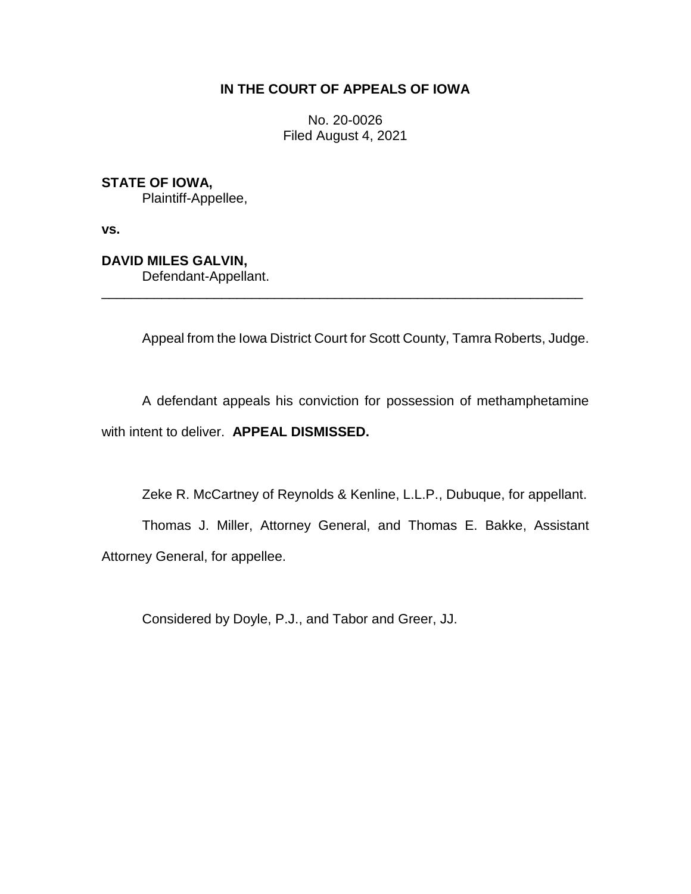**IN THE COURT OF APPEALS OF IOWA**

No. 20-0026
Filed August 4, 2021

**STATE OF IOWA,**
Plaintiff-Appellee,

**vs.**

**DAVID MILES GALVIN,**
Defendant-Appellant.

---

Appeal from the Iowa District Court for Scott County, Tamra Roberts, Judge.

A defendant appeals his conviction for possession of methamphetamine with intent to deliver. **APPEAL DISMISSED.**

Zeke R. McCartney of Reynolds & Kenline, L.L.P., Dubuque, for appellant.

Thomas J. Miller, Attorney General, and Thomas E. Bakke, Assistant Attorney General, for appellee.

Considered by Doyle, P.J., and Tabor and Greer, JJ.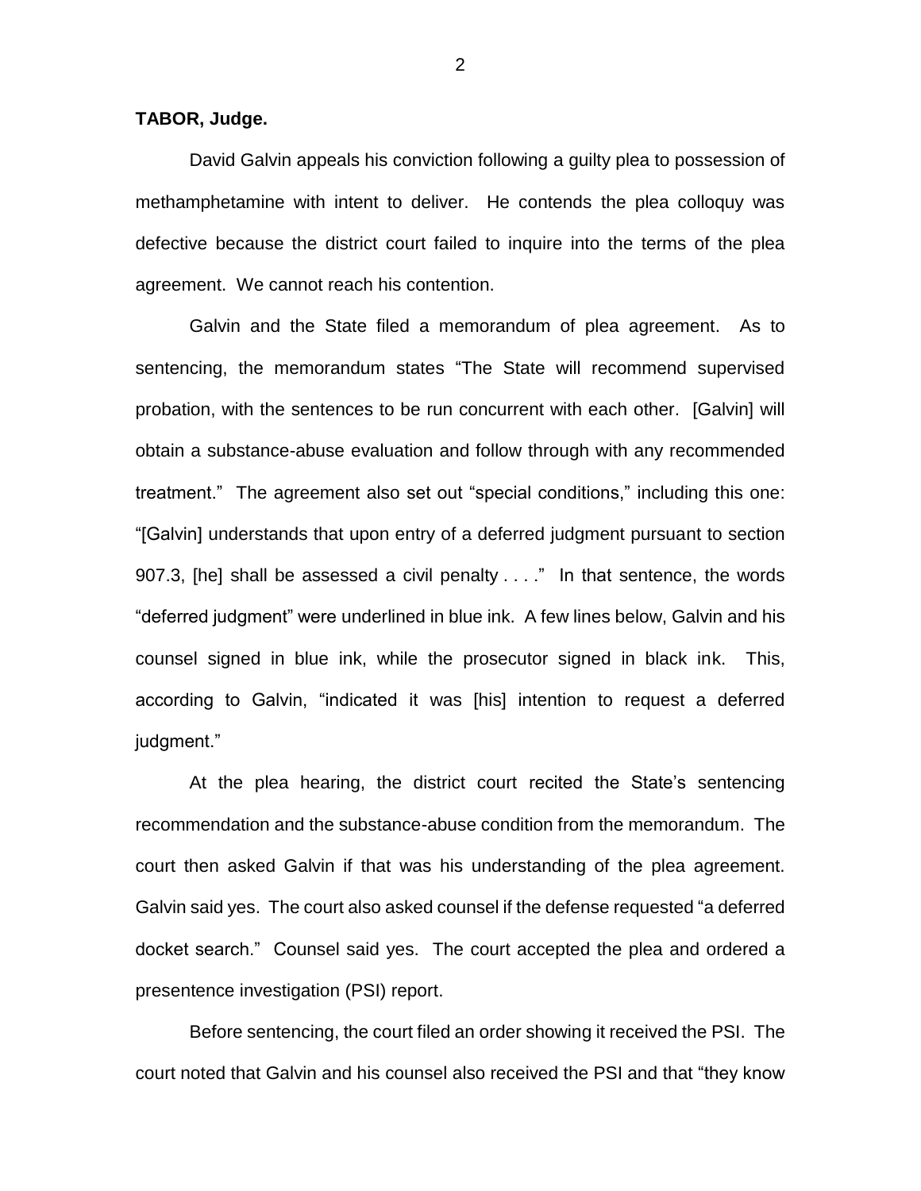**TABOR, Judge.**

David Galvin appeals his conviction following a guilty plea to possession of methamphetamine with intent to deliver. He contends the plea colloquy was defective because the district court failed to inquire into the terms of the plea agreement. We cannot reach his contention.

Galvin and the State filed a memorandum of plea agreement. As to sentencing, the memorandum states "The State will recommend supervised probation, with the sentences to be run concurrent with each other. [Galvin] will obtain a substance-abuse evaluation and follow through with any recommended treatment." The agreement also set out "special conditions," including this one: "[Galvin] understands that upon entry of a deferred judgment pursuant to section 907.3, [he] shall be assessed a civil penalty . . . ." In that sentence, the words "deferred judgment" were underlined in blue ink. A few lines below, Galvin and his counsel signed in blue ink, while the prosecutor signed in black ink. This, according to Galvin, "indicated it was [his] intention to request a deferred judgment."

At the plea hearing, the district court recited the State's sentencing recommendation and the substance-abuse condition from the memorandum. The court then asked Galvin if that was his understanding of the plea agreement. Galvin said yes. The court also asked counsel if the defense requested "a deferred docket search." Counsel said yes. The court accepted the plea and ordered a presentence investigation (PSI) report.

Before sentencing, the court filed an order showing it received the PSI. The court noted that Galvin and his counsel also received the PSI and that "they know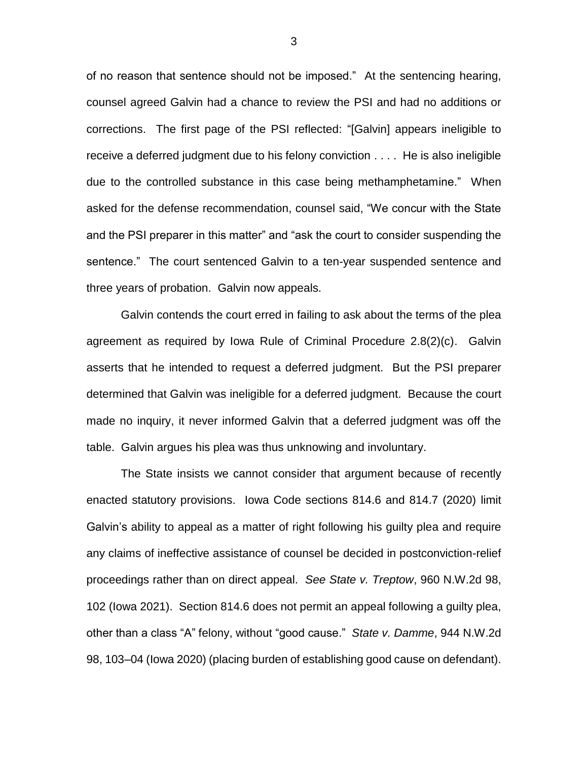of no reason that sentence should not be imposed." At the sentencing hearing, counsel agreed Galvin had a chance to review the PSI and had no additions or corrections. The first page of the PSI reflected: "[Galvin] appears ineligible to receive a deferred judgment due to his felony conviction . . . . He is also ineligible due to the controlled substance in this case being methamphetamine." When asked for the defense recommendation, counsel said, "We concur with the State and the PSI preparer in this matter" and "ask the court to consider suspending the sentence." The court sentenced Galvin to a ten-year suspended sentence and three years of probation. Galvin now appeals.

Galvin contends the court erred in failing to ask about the terms of the plea agreement as required by Iowa Rule of Criminal Procedure 2.8(2)(c). Galvin asserts that he intended to request a deferred judgment. But the PSI preparer determined that Galvin was ineligible for a deferred judgment. Because the court made no inquiry, it never informed Galvin that a deferred judgment was off the table. Galvin argues his plea was thus unknowing and involuntary.

The State insists we cannot consider that argument because of recently enacted statutory provisions. Iowa Code sections 814.6 and 814.7 (2020) limit Galvin's ability to appeal as a matter of right following his guilty plea and require any claims of ineffective assistance of counsel be decided in postconviction-relief proceedings rather than on direct appeal. *See State v. Treptow*, 960 N.W.2d 98, 102 (Iowa 2021). Section 814.6 does not permit an appeal following a guilty plea, other than a class "A" felony, without "good cause." *State v. Damme*, 944 N.W.2d 98, 103–04 (Iowa 2020) (placing burden of establishing good cause on defendant).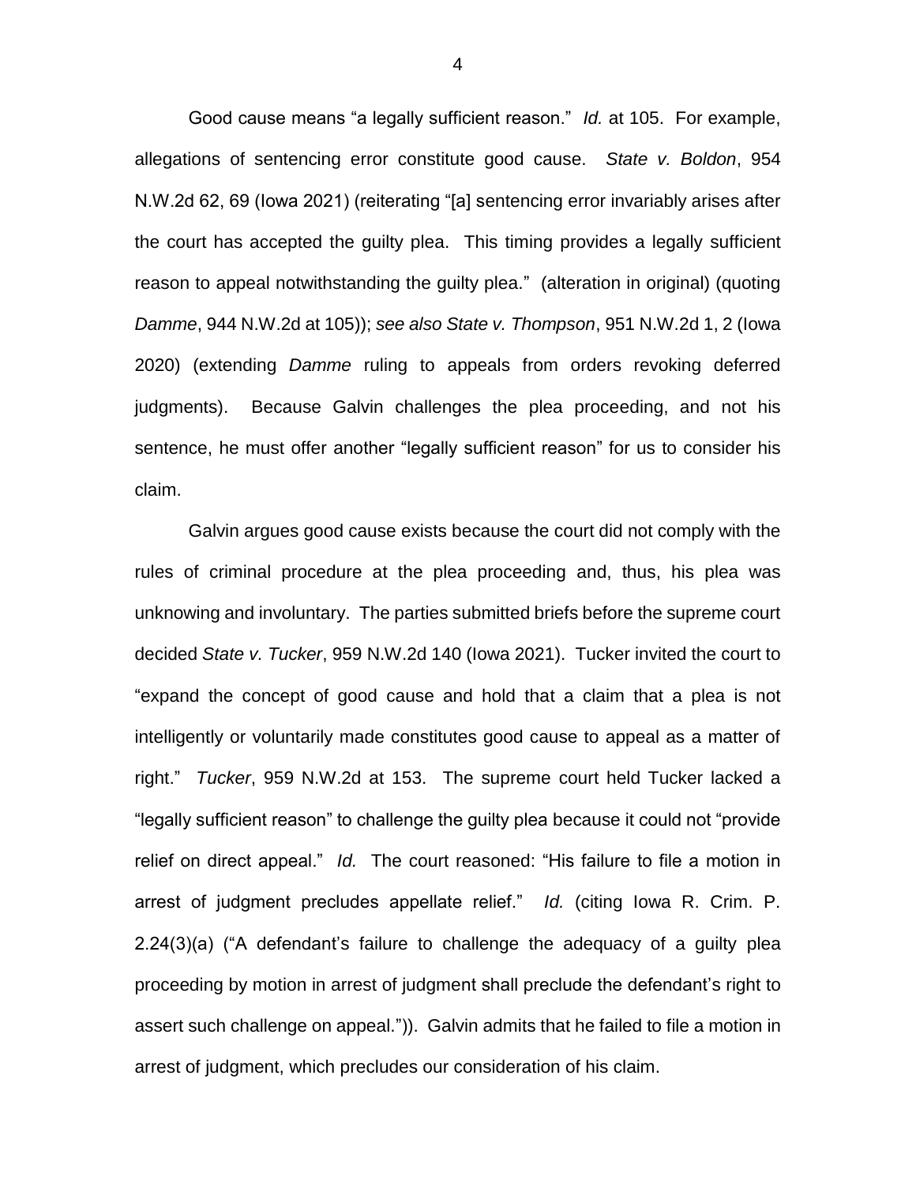Good cause means "a legally sufficient reason." *Id.* at 105. For example, allegations of sentencing error constitute good cause. *State v. Boldon*, 954 N.W.2d 62, 69 (Iowa 2021) (reiterating "[a] sentencing error invariably arises after the court has accepted the guilty plea. This timing provides a legally sufficient reason to appeal notwithstanding the guilty plea." (alteration in original) (quoting *Damme*, 944 N.W.2d at 105)); *see also State v. Thompson*, 951 N.W.2d 1, 2 (Iowa 2020) (extending *Damme* ruling to appeals from orders revoking deferred judgments). Because Galvin challenges the plea proceeding, and not his sentence, he must offer another "legally sufficient reason" for us to consider his claim.

Galvin argues good cause exists because the court did not comply with the rules of criminal procedure at the plea proceeding and, thus, his plea was unknowing and involuntary. The parties submitted briefs before the supreme court decided *State v. Tucker*, 959 N.W.2d 140 (Iowa 2021). Tucker invited the court to "expand the concept of good cause and hold that a claim that a plea is not intelligently or voluntarily made constitutes good cause to appeal as a matter of right." *Tucker*, 959 N.W.2d at 153. The supreme court held Tucker lacked a "legally sufficient reason" to challenge the guilty plea because it could not "provide relief on direct appeal." *Id.* The court reasoned: "His failure to file a motion in arrest of judgment precludes appellate relief." *Id.* (citing Iowa R. Crim. P. 2.24(3)(a) ("A defendant's failure to challenge the adequacy of a guilty plea proceeding by motion in arrest of judgment shall preclude the defendant's right to assert such challenge on appeal.")). Galvin admits that he failed to file a motion in arrest of judgment, which precludes our consideration of his claim.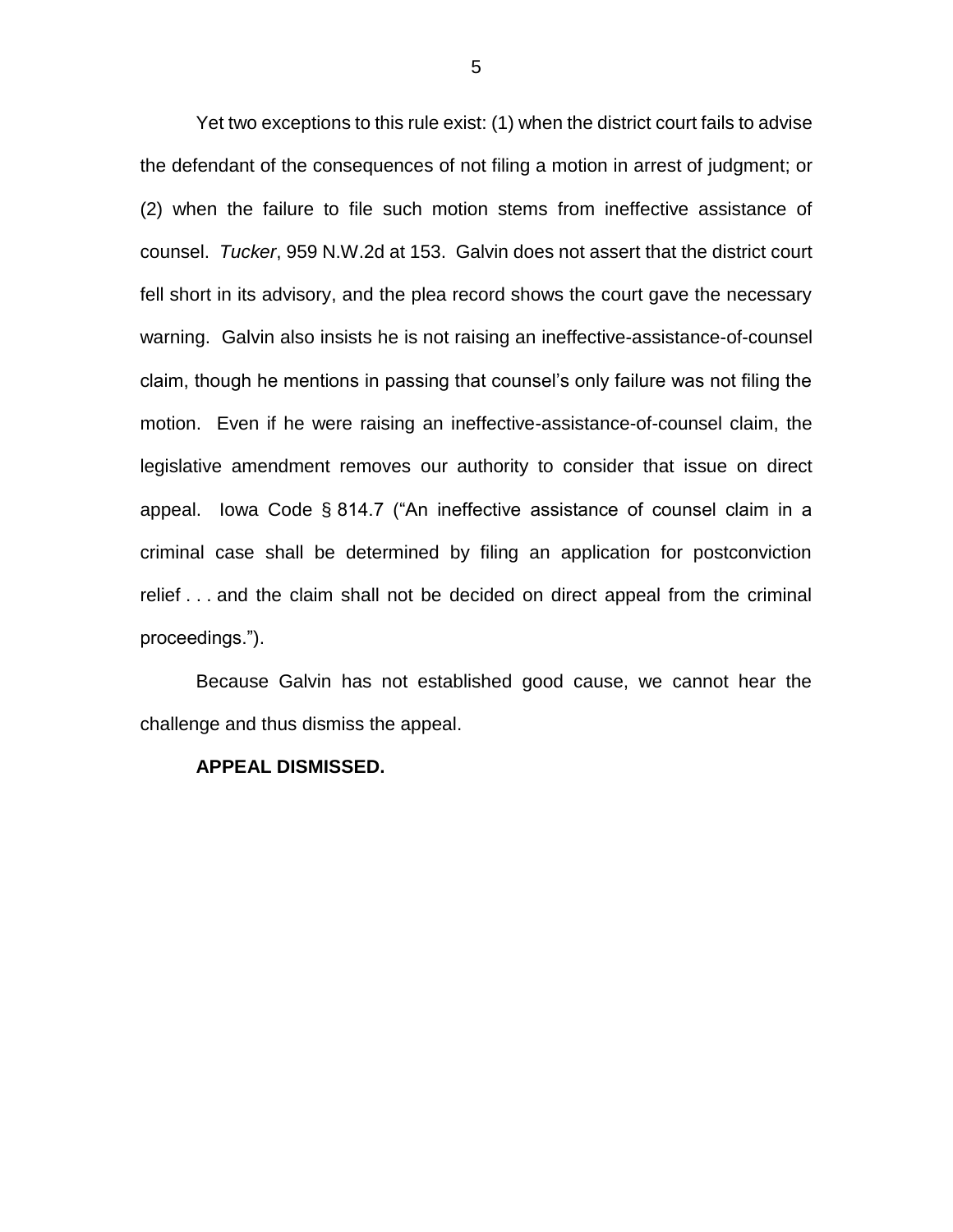Yet two exceptions to this rule exist: (1) when the district court fails to advise the defendant of the consequences of not filing a motion in arrest of judgment; or (2) when the failure to file such motion stems from ineffective assistance of counsel. *Tucker*, 959 N.W.2d at 153. Galvin does not assert that the district court fell short in its advisory, and the plea record shows the court gave the necessary warning. Galvin also insists he is not raising an ineffective-assistance-of-counsel claim, though he mentions in passing that counsel's only failure was not filing the motion. Even if he were raising an ineffective-assistance-of-counsel claim, the legislative amendment removes our authority to consider that issue on direct appeal. Iowa Code § 814.7 ("An ineffective assistance of counsel claim in a criminal case shall be determined by filing an application for postconviction relief . . . and the claim shall not be decided on direct appeal from the criminal proceedings.").

Because Galvin has not established good cause, we cannot hear the challenge and thus dismiss the appeal.

**APPEAL DISMISSED.**